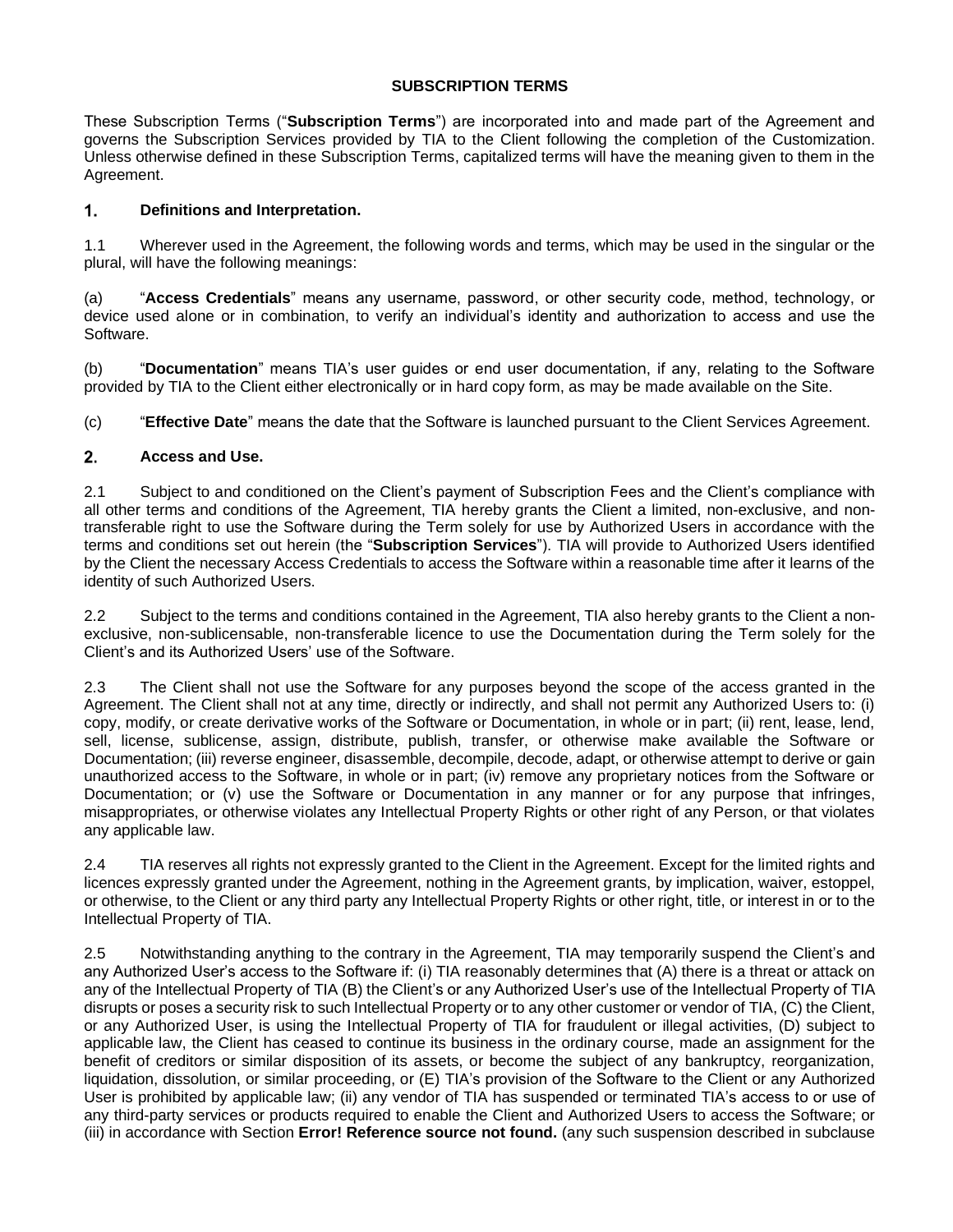**SUBSCRIPTION TERMS**

These Subscription Terms ("**Subscription Terms**") are incorporated into and made part of the Agreement and governs the Subscription Services provided by TIA to the Client following the completion of the Customization. Unless otherwise defined in these Subscription Terms, capitalized terms will have the meaning given to them in the Agreement.

## 1. Definitions and Interpretation.

1.1 Wherever used in the Agreement, the following words and terms, which may be used in the singular or the plural, will have the following meanings:

(a) "**Access Credentials**" means any username, password, or other security code, method, technology, or device used alone or in combination, to verify an individual's identity and authorization to access and use the Software.

(b) "**Documentation**" means TIA's user guides or end user documentation, if any, relating to the Software provided by TIA to the Client either electronically or in hard copy form, as may be made available on the Site.

(c) "**Effective Date**" means the date that the Software is launched pursuant to the Client Services Agreement.

## 2. Access and Use.

2.1 Subject to and conditioned on the Client's payment of Subscription Fees and the Client's compliance with all other terms and conditions of the Agreement, TIA hereby grants the Client a limited, non-exclusive, and non-transferable right to use the Software during the Term solely for use by Authorized Users in accordance with the terms and conditions set out herein (the "**Subscription Services**"). TIA will provide to Authorized Users identified by the Client the necessary Access Credentials to access the Software within a reasonable time after it learns of the identity of such Authorized Users.

2.2 Subject to the terms and conditions contained in the Agreement, TIA also hereby grants to the Client a non-exclusive, non-sublicensable, non-transferable licence to use the Documentation during the Term solely for the Client's and its Authorized Users' use of the Software.

2.3 The Client shall not use the Software for any purposes beyond the scope of the access granted in the Agreement. The Client shall not at any time, directly or indirectly, and shall not permit any Authorized Users to: (i) copy, modify, or create derivative works of the Software or Documentation, in whole or in part; (ii) rent, lease, lend, sell, license, sublicense, assign, distribute, publish, transfer, or otherwise make available the Software or Documentation; (iii) reverse engineer, disassemble, decompile, decode, adapt, or otherwise attempt to derive or gain unauthorized access to the Software, in whole or in part; (iv) remove any proprietary notices from the Software or Documentation; or (v) use the Software or Documentation in any manner or for any purpose that infringes, misappropriates, or otherwise violates any Intellectual Property Rights or other right of any Person, or that violates any applicable law.

2.4 TIA reserves all rights not expressly granted to the Client in the Agreement. Except for the limited rights and licences expressly granted under the Agreement, nothing in the Agreement grants, by implication, waiver, estoppel, or otherwise, to the Client or any third party any Intellectual Property Rights or other right, title, or interest in or to the Intellectual Property of TIA.

2.5 Notwithstanding anything to the contrary in the Agreement, TIA may temporarily suspend the Client's and any Authorized User's access to the Software if: (i) TIA reasonably determines that (A) there is a threat or attack on any of the Intellectual Property of TIA (B) the Client's or any Authorized User's use of the Intellectual Property of TIA disrupts or poses a security risk to such Intellectual Property or to any other customer or vendor of TIA, (C) the Client, or any Authorized User, is using the Intellectual Property of TIA for fraudulent or illegal activities, (D) subject to applicable law, the Client has ceased to continue its business in the ordinary course, made an assignment for the benefit of creditors or similar disposition of its assets, or become the subject of any bankruptcy, reorganization, liquidation, dissolution, or similar proceeding, or (E) TIA's provision of the Software to the Client or any Authorized User is prohibited by applicable law; (ii) any vendor of TIA has suspended or terminated TIA's access to or use of any third-party services or products required to enable the Client and Authorized Users to access the Software; or (iii) in accordance with Section **Error! Reference source not found.** (any such suspension described in subclause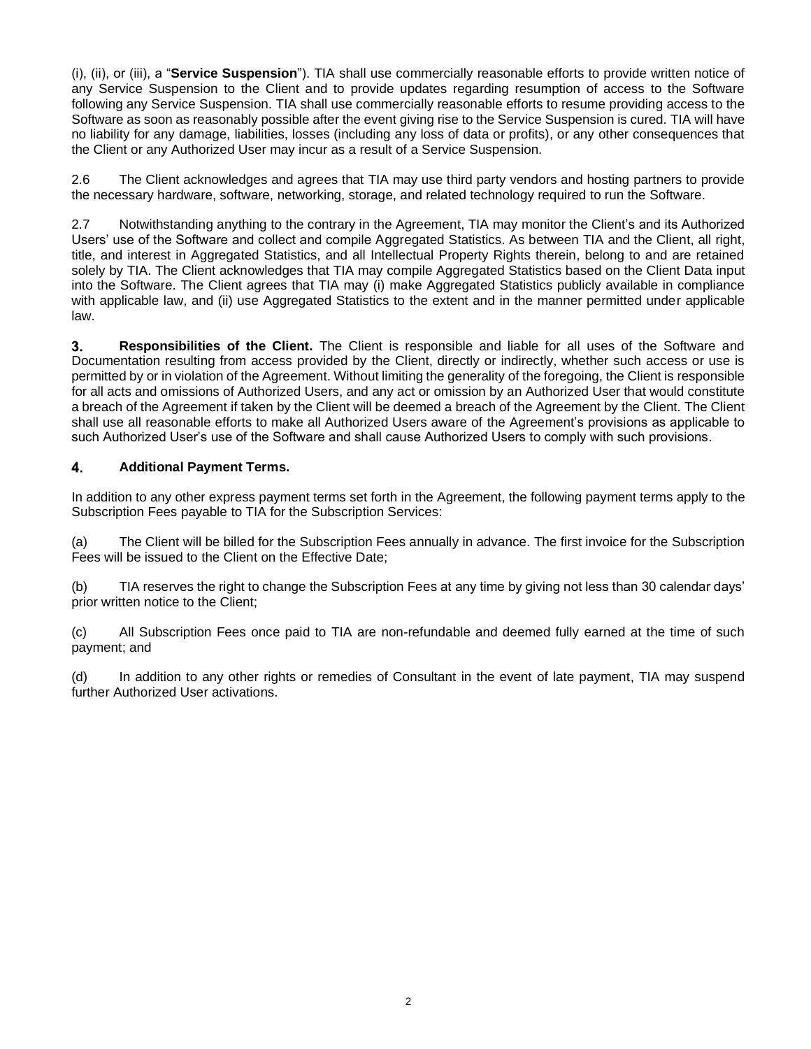(i), (ii), or (iii), a "**Service Suspension**"). TIA shall use commercially reasonable efforts to provide written notice of any Service Suspension to the Client and to provide updates regarding resumption of access to the Software following any Service Suspension. TIA shall use commercially reasonable efforts to resume providing access to the Software as soon as reasonably possible after the event giving rise to the Service Suspension is cured. TIA will have no liability for any damage, liabilities, losses (including any loss of data or profits), or any other consequences that the Client or any Authorized User may incur as a result of a Service Suspension.

2.6 The Client acknowledges and agrees that TIA may use third party vendors and hosting partners to provide the necessary hardware, software, networking, storage, and related technology required to run the Software.

2.7 Notwithstanding anything to the contrary in the Agreement, TIA may monitor the Client's and its Authorized Users' use of the Software and collect and compile Aggregated Statistics. As between TIA and the Client, all right, title, and interest in Aggregated Statistics, and all Intellectual Property Rights therein, belong to and are retained solely by TIA. The Client acknowledges that TIA may compile Aggregated Statistics based on the Client Data input into the Software. The Client agrees that TIA may (i) make Aggregated Statistics publicly available in compliance with applicable law, and (ii) use Aggregated Statistics to the extent and in the manner permitted under applicable law.

**3. Responsibilities of the Client.** The Client is responsible and liable for all uses of the Software and Documentation resulting from access provided by the Client, directly or indirectly, whether such access or use is permitted by or in violation of the Agreement. Without limiting the generality of the foregoing, the Client is responsible for all acts and omissions of Authorized Users, and any act or omission by an Authorized User that would constitute a breach of the Agreement if taken by the Client will be deemed a breach of the Agreement by the Client. The Client shall use all reasonable efforts to make all Authorized Users aware of the Agreement's provisions as applicable to such Authorized User's use of the Software and shall cause Authorized Users to comply with such provisions.

**4. Additional Payment Terms.**

In addition to any other express payment terms set forth in the Agreement, the following payment terms apply to the Subscription Fees payable to TIA for the Subscription Services:

(a) The Client will be billed for the Subscription Fees annually in advance. The first invoice for the Subscription Fees will be issued to the Client on the Effective Date;

(b) TIA reserves the right to change the Subscription Fees at any time by giving not less than 30 calendar days' prior written notice to the Client;

(c) All Subscription Fees once paid to TIA are non-refundable and deemed fully earned at the time of such payment; and

(d) In addition to any other rights or remedies of Consultant in the event of late payment, TIA may suspend further Authorized User activations.